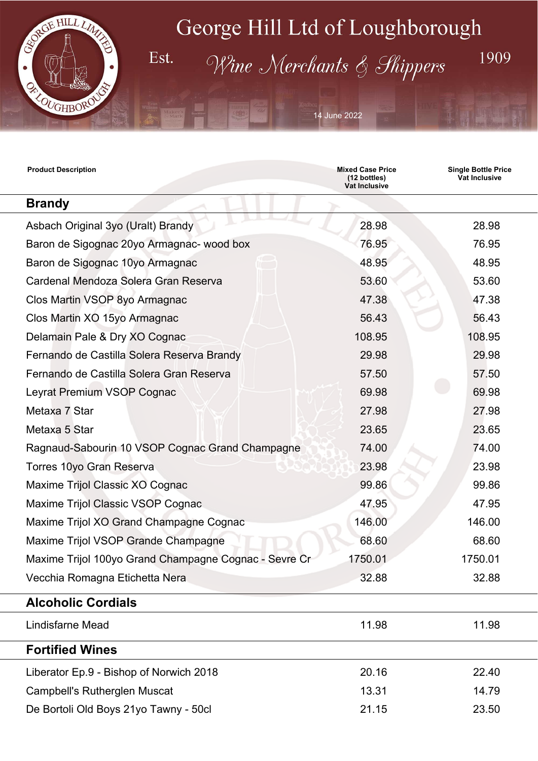# George Hill Ltd of Loughborough

Est. *Wine Merchants & Shippers* 1909

14 June 2022

| Product Description | Mixed Case Price (12 bottles) Vat Inclusive | Single Bottle Price Vat Inclusive |
|---|---|---|
| **Brandy** | | |
| Asbach Original 3yo (Uralt) Brandy | 28.98 | 28.98 |
| Baron de Sigognac 20yo Armagnac- wood box | 76.95 | 76.95 |
| Baron de Sigognac 10yo Armagnac | 48.95 | 48.95 |
| Cardenal Mendoza Solera Gran Reserva | 53.60 | 53.60 |
| Clos Martin VSOP 8yo Armagnac | 47.38 | 47.38 |
| Clos Martin XO 15yo Armagnac | 56.43 | 56.43 |
| Delamain Pale & Dry XO Cognac | 108.95 | 108.95 |
| Fernando de Castilla Solera Reserva Brandy | 29.98 | 29.98 |
| Fernando de Castilla Solera Gran Reserva | 57.50 | 57.50 |
| Leyrat Premium VSOP Cognac | 69.98 | 69.98 |
| Metaxa 7 Star | 27.98 | 27.98 |
| Metaxa 5 Star | 23.65 | 23.65 |
| Ragnaud-Sabourin 10 VSOP Cognac Grand Champagne | 74.00 | 74.00 |
| Torres 10yo Gran Reserva | 23.98 | 23.98 |
| Maxime Trijol Classic XO Cognac | 99.86 | 99.86 |
| Maxime Trijol Classic VSOP Cognac | 47.95 | 47.95 |
| Maxime Trijol XO Grand Champagne Cognac | 146.00 | 146.00 |
| Maxime Trijol VSOP Grande Champagne | 68.60 | 68.60 |
| Maxime Trijol 100yo Grand Champagne Cognac - Sevre Cr | 1750.01 | 1750.01 |
| Vecchia Romagna Etichetta Nera | 32.88 | 32.88 |
| **Alcoholic Cordials** | | |
| Lindisfarne Mead | 11.98 | 11.98 |
| **Fortified Wines** | | |
| Liberator Ep.9 - Bishop of Norwich 2018 | 20.16 | 22.40 |
| Campbell's Rutherglen Muscat | 13.31 | 14.79 |
| De Bortoli Old Boys 21yo Tawny - 50cl | 21.15 | 23.50 |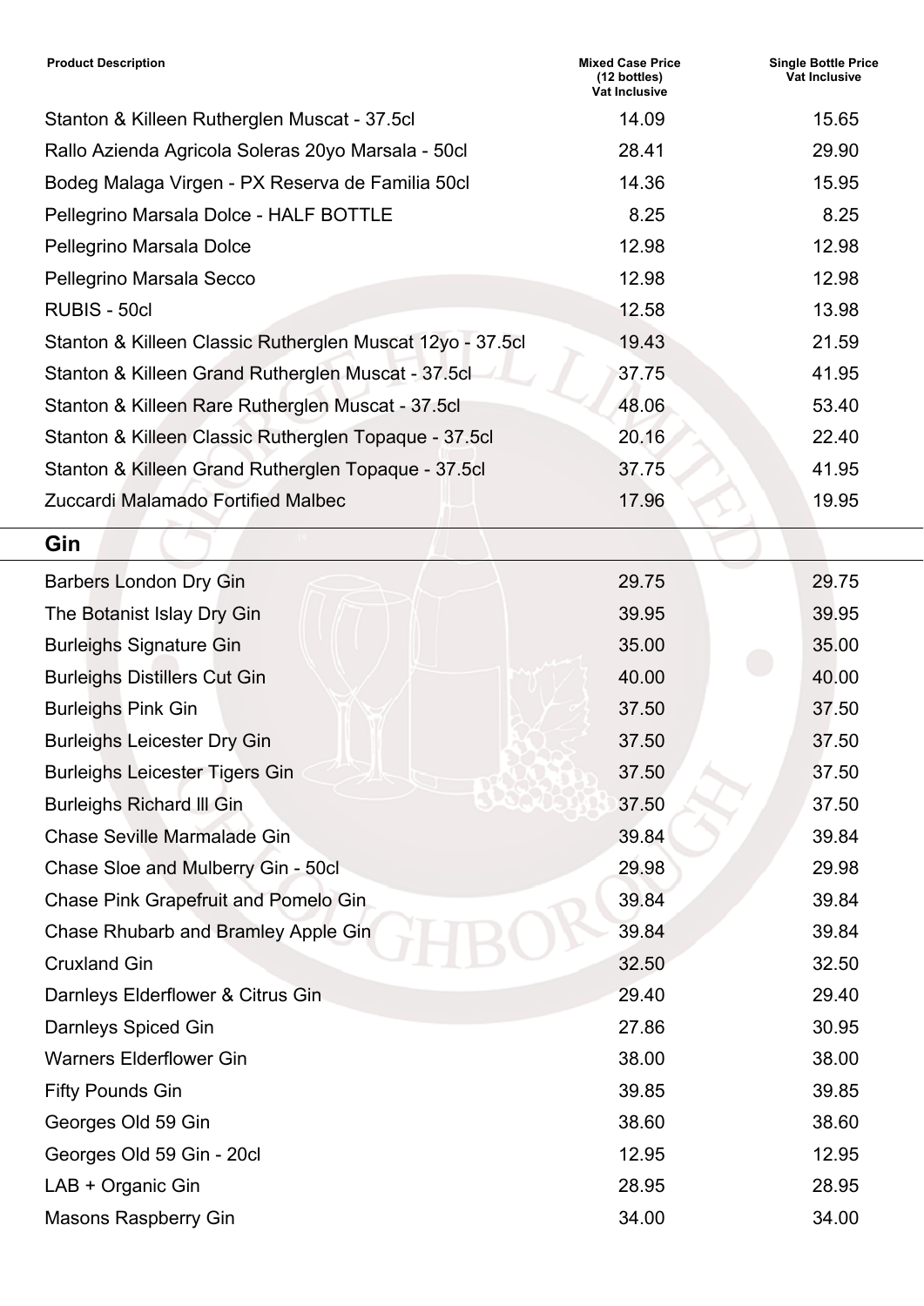| Product Description | Mixed Case Price (12 bottles) Vat Inclusive | Single Bottle Price Vat Inclusive |
|---|---|---|
| Stanton & Killeen Rutherglen Muscat - 37.5cl | 14.09 | 15.65 |
| Rallo Azienda Agricola Soleras 20yo Marsala - 50cl | 28.41 | 29.90 |
| Bodeg Malaga Virgen - PX Reserva de Familia 50cl | 14.36 | 15.95 |
| Pellegrino Marsala Dolce - HALF BOTTLE | 8.25 | 8.25 |
| Pellegrino Marsala Dolce | 12.98 | 12.98 |
| Pellegrino Marsala Secco | 12.98 | 12.98 |
| RUBIS - 50cl | 12.58 | 13.98 |
| Stanton & Killeen Classic Rutherglen Muscat 12yo - 37.5cl | 19.43 | 21.59 |
| Stanton & Killeen Grand Rutherglen Muscat - 37.5cl | 37.75 | 41.95 |
| Stanton & Killeen Rare Rutherglen Muscat - 37.5cl | 48.06 | 53.40 |
| Stanton & Killeen Classic Rutherglen Topaque - 37.5cl | 20.16 | 22.40 |
| Stanton & Killeen Grand Rutherglen Topaque - 37.5cl | 37.75 | 41.95 |
| Zuccardi Malamado Fortified Malbec | 17.96 | 19.95 |

## Gin

| Product Description | Mixed Case Price (12 bottles) Vat Inclusive | Single Bottle Price Vat Inclusive |
|---|---|---|
| Barbers London Dry Gin | 29.75 | 29.75 |
| The Botanist Islay Dry Gin | 39.95 | 39.95 |
| Burleighs Signature Gin | 35.00 | 35.00 |
| Burleighs Distillers Cut Gin | 40.00 | 40.00 |
| Burleighs Pink Gin | 37.50 | 37.50 |
| Burleighs Leicester Dry Gin | 37.50 | 37.50 |
| Burleighs Leicester Tigers Gin | 37.50 | 37.50 |
| Burleighs Richard lll Gin | 37.50 | 37.50 |
| Chase Seville Marmalade Gin | 39.84 | 39.84 |
| Chase Sloe and Mulberry Gin - 50cl | 29.98 | 29.98 |
| Chase Pink Grapefruit and Pomelo Gin | 39.84 | 39.84 |
| Chase Rhubarb and Bramley Apple Gin | 39.84 | 39.84 |
| Cruxland Gin | 32.50 | 32.50 |
| Darnleys Elderflower & Citrus Gin | 29.40 | 29.40 |
| Darnleys Spiced Gin | 27.86 | 30.95 |
| Warners Elderflower Gin | 38.00 | 38.00 |
| Fifty Pounds Gin | 39.85 | 39.85 |
| Georges Old 59 Gin | 38.60 | 38.60 |
| Georges Old 59 Gin - 20cl | 12.95 | 12.95 |
| LAB + Organic Gin | 28.95 | 28.95 |
| Masons Raspberry Gin | 34.00 | 34.00 |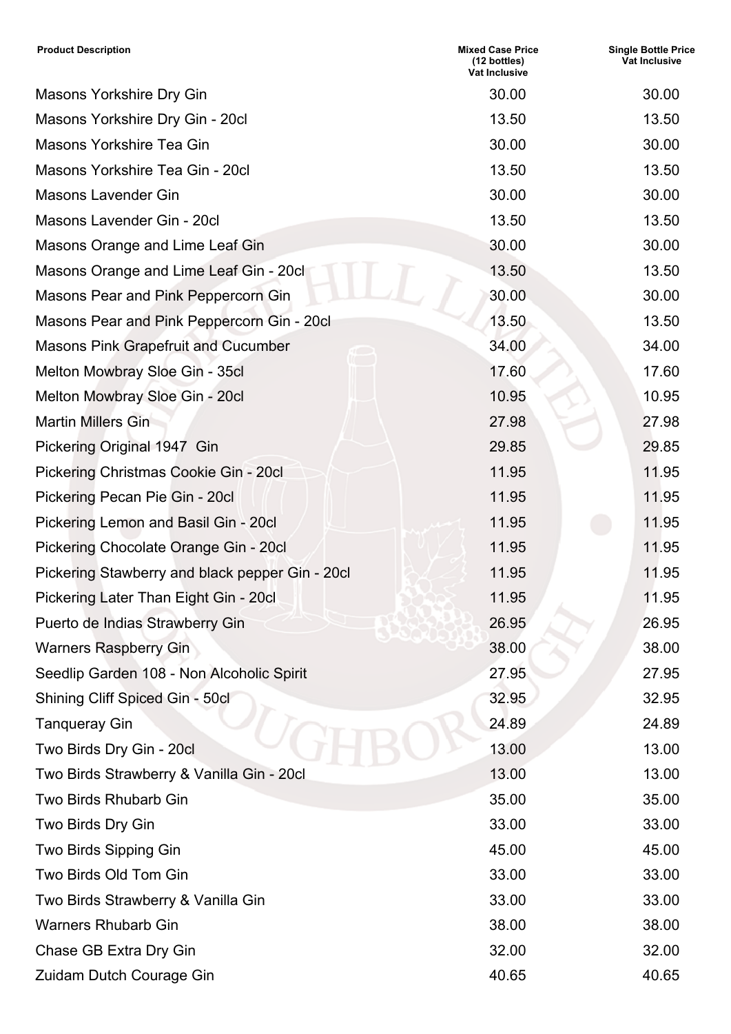| Product Description | Mixed Case Price (12 bottles) Vat Inclusive | Single Bottle Price Vat Inclusive |
|---|---|---|
| Masons Yorkshire Dry Gin | 30.00 | 30.00 |
| Masons Yorkshire Dry Gin - 20cl | 13.50 | 13.50 |
| Masons Yorkshire Tea Gin | 30.00 | 30.00 |
| Masons Yorkshire Tea Gin - 20cl | 13.50 | 13.50 |
| Masons Lavender Gin | 30.00 | 30.00 |
| Masons Lavender Gin - 20cl | 13.50 | 13.50 |
| Masons Orange and Lime Leaf Gin | 30.00 | 30.00 |
| Masons Orange and Lime Leaf Gin - 20cl | 13.50 | 13.50 |
| Masons Pear and Pink Peppercorn Gin | 30.00 | 30.00 |
| Masons Pear and Pink Peppercorn Gin - 20cl | 13.50 | 13.50 |
| Masons Pink Grapefruit and Cucumber | 34.00 | 34.00 |
| Melton Mowbray Sloe Gin - 35cl | 17.60 | 17.60 |
| Melton Mowbray Sloe Gin - 20cl | 10.95 | 10.95 |
| Martin Millers Gin | 27.98 | 27.98 |
| Pickering Original 1947 Gin | 29.85 | 29.85 |
| Pickering Christmas Cookie Gin - 20cl | 11.95 | 11.95 |
| Pickering Pecan Pie Gin - 20cl | 11.95 | 11.95 |
| Pickering Lemon and Basil Gin - 20cl | 11.95 | 11.95 |
| Pickering Chocolate Orange Gin - 20cl | 11.95 | 11.95 |
| Pickering Stawberry and black pepper Gin - 20cl | 11.95 | 11.95 |
| Pickering Later Than Eight Gin - 20cl | 11.95 | 11.95 |
| Puerto de Indias Strawberry Gin | 26.95 | 26.95 |
| Warners Raspberry Gin | 38.00 | 38.00 |
| Seedlip Garden 108 - Non Alcoholic Spirit | 27.95 | 27.95 |
| Shining Cliff Spiced Gin - 50cl | 32.95 | 32.95 |
| Tanqueray Gin | 24.89 | 24.89 |
| Two Birds Dry Gin - 20cl | 13.00 | 13.00 |
| Two Birds Strawberry & Vanilla Gin - 20cl | 13.00 | 13.00 |
| Two Birds Rhubarb Gin | 35.00 | 35.00 |
| Two Birds Dry Gin | 33.00 | 33.00 |
| Two Birds Sipping Gin | 45.00 | 45.00 |
| Two Birds Old Tom Gin | 33.00 | 33.00 |
| Two Birds Strawberry & Vanilla Gin | 33.00 | 33.00 |
| Warners Rhubarb Gin | 38.00 | 38.00 |
| Chase GB Extra Dry Gin | 32.00 | 32.00 |
| Zuidam Dutch Courage Gin | 40.65 | 40.65 |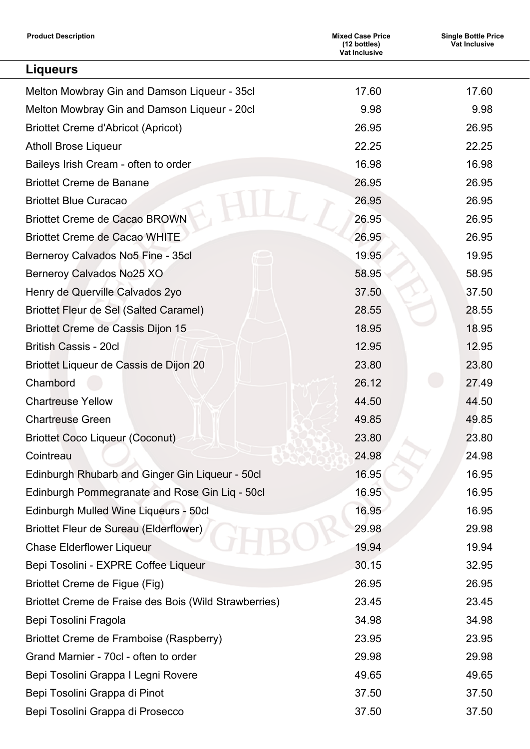| Product Description | Mixed Case Price (12 bottles) Vat Inclusive | Single Bottle Price Vat Inclusive |
|---|---|---|
| **Liqueurs** | | |
| Melton Mowbray Gin and Damson Liqueur - 35cl | 17.60 | 17.60 |
| Melton Mowbray Gin and Damson Liqueur - 20cl | 9.98 | 9.98 |
| Briottet Creme d'Abricot (Apricot) | 26.95 | 26.95 |
| Atholl Brose Liqueur | 22.25 | 22.25 |
| Baileys Irish Cream - often to order | 16.98 | 16.98 |
| Briottet Creme de Banane | 26.95 | 26.95 |
| Briottet Blue Curacao | 26.95 | 26.95 |
| Briottet Creme de Cacao BROWN | 26.95 | 26.95 |
| Briottet Creme de Cacao WHITE | 26.95 | 26.95 |
| Berneroy Calvados No5 Fine - 35cl | 19.95 | 19.95 |
| Berneroy Calvados No25 XO | 58.95 | 58.95 |
| Henry de Querville Calvados 2yo | 37.50 | 37.50 |
| Briottet Fleur de Sel (Salted Caramel) | 28.55 | 28.55 |
| Briottet Creme de Cassis Dijon 15 | 18.95 | 18.95 |
| British Cassis - 20cl | 12.95 | 12.95 |
| Briottet Liqueur de Cassis de Dijon 20 | 23.80 | 23.80 |
| Chambord | 26.12 | 27.49 |
| Chartreuse Yellow | 44.50 | 44.50 |
| Chartreuse Green | 49.85 | 49.85 |
| Briottet Coco Liqueur (Coconut) | 23.80 | 23.80 |
| Cointreau | 24.98 | 24.98 |
| Edinburgh Rhubarb and Ginger Gin Liqueur - 50cl | 16.95 | 16.95 |
| Edinburgh Pommegranate and Rose Gin Liq - 50cl | 16.95 | 16.95 |
| Edinburgh Mulled Wine Liqueurs - 50cl | 16.95 | 16.95 |
| Briottet Fleur de Sureau (Elderflower) | 29.98 | 29.98 |
| Chase Elderflower Liqueur | 19.94 | 19.94 |
| Bepi Tosolini - EXPRE Coffee Liqueur | 30.15 | 32.95 |
| Briottet Creme de Figue (Fig) | 26.95 | 26.95 |
| Briottet Creme de Fraise des Bois (Wild Strawberries) | 23.45 | 23.45 |
| Bepi Tosolini Fragola | 34.98 | 34.98 |
| Briottet Creme de Framboise (Raspberry) | 23.95 | 23.95 |
| Grand Marnier - 70cl - often to order | 29.98 | 29.98 |
| Bepi Tosolini Grappa I Legni Rovere | 49.65 | 49.65 |
| Bepi Tosolini Grappa di Pinot | 37.50 | 37.50 |
| Bepi Tosolini Grappa di Prosecco | 37.50 | 37.50 |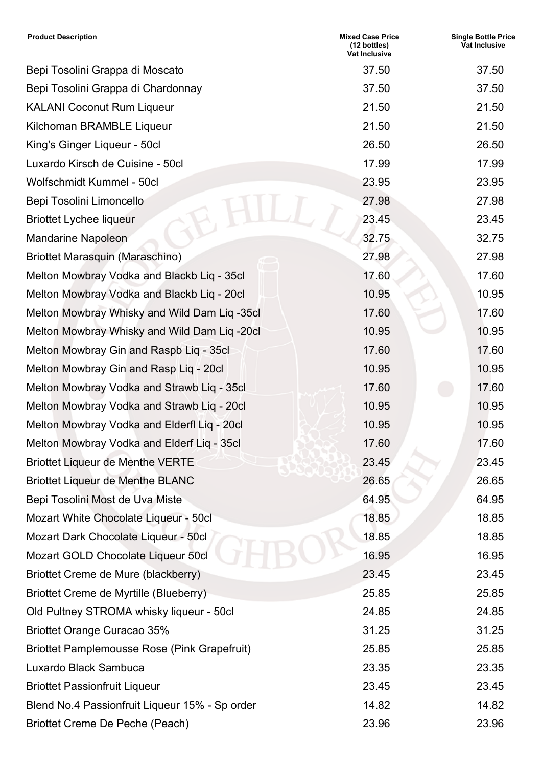| Product Description | Mixed Case Price (12 bottles) Vat Inclusive | Single Bottle Price Vat Inclusive |
|---|---|---|
| Bepi Tosolini Grappa di Moscato | 37.50 | 37.50 |
| Bepi Tosolini Grappa di Chardonnay | 37.50 | 37.50 |
| KALANI Coconut Rum Liqueur | 21.50 | 21.50 |
| Kilchoman BRAMBLE Liqueur | 21.50 | 21.50 |
| King's Ginger Liqueur - 50cl | 26.50 | 26.50 |
| Luxardo Kirsch de Cuisine - 50cl | 17.99 | 17.99 |
| Wolfschmidt Kummel - 50cl | 23.95 | 23.95 |
| Bepi Tosolini Limoncello | 27.98 | 27.98 |
| Briottet Lychee liqueur | 23.45 | 23.45 |
| Mandarine Napoleon | 32.75 | 32.75 |
| Briottet Marasquin (Maraschino) | 27.98 | 27.98 |
| Melton Mowbray Vodka and Blackb Liq - 35cl | 17.60 | 17.60 |
| Melton Mowbray Vodka and Blackb Liq - 20cl | 10.95 | 10.95 |
| Melton Mowbray Whisky and Wild Dam Liq -35cl | 17.60 | 17.60 |
| Melton Mowbray Whisky and Wild Dam Liq -20cl | 10.95 | 10.95 |
| Melton Mowbray Gin and Raspb Liq - 35cl | 17.60 | 17.60 |
| Melton Mowbray Gin and Rasp Liq - 20cl | 10.95 | 10.95 |
| Melton Mowbray Vodka and Strawb Liq - 35cl | 17.60 | 17.60 |
| Melton Mowbray Vodka and Strawb Liq - 20cl | 10.95 | 10.95 |
| Melton Mowbray Vodka and Elderfl Liq - 20cl | 10.95 | 10.95 |
| Melton Mowbray Vodka and Elderf Liq - 35cl | 17.60 | 17.60 |
| Briottet Liqueur de Menthe VERTE | 23.45 | 23.45 |
| Briottet Liqueur de Menthe BLANC | 26.65 | 26.65 |
| Bepi Tosolini Most de Uva Miste | 64.95 | 64.95 |
| Mozart White Chocolate Liqueur - 50cl | 18.85 | 18.85 |
| Mozart Dark Chocolate Liqueur - 50cl | 18.85 | 18.85 |
| Mozart GOLD Chocolate Liqueur 50cl | 16.95 | 16.95 |
| Briottet Creme de Mure (blackberry) | 23.45 | 23.45 |
| Briottet Creme de Myrtille (Blueberry) | 25.85 | 25.85 |
| Old Pultney STROMA whisky liqueur - 50cl | 24.85 | 24.85 |
| Briottet Orange Curacao 35% | 31.25 | 31.25 |
| Briottet Pamplemousse Rose (Pink Grapefruit) | 25.85 | 25.85 |
| Luxardo Black Sambuca | 23.35 | 23.35 |
| Briottet Passionfruit Liqueur | 23.45 | 23.45 |
| Blend No.4 Passionfruit Liqueur 15% - Sp order | 14.82 | 14.82 |
| Briottet Creme De Peche (Peach) | 23.96 | 23.96 |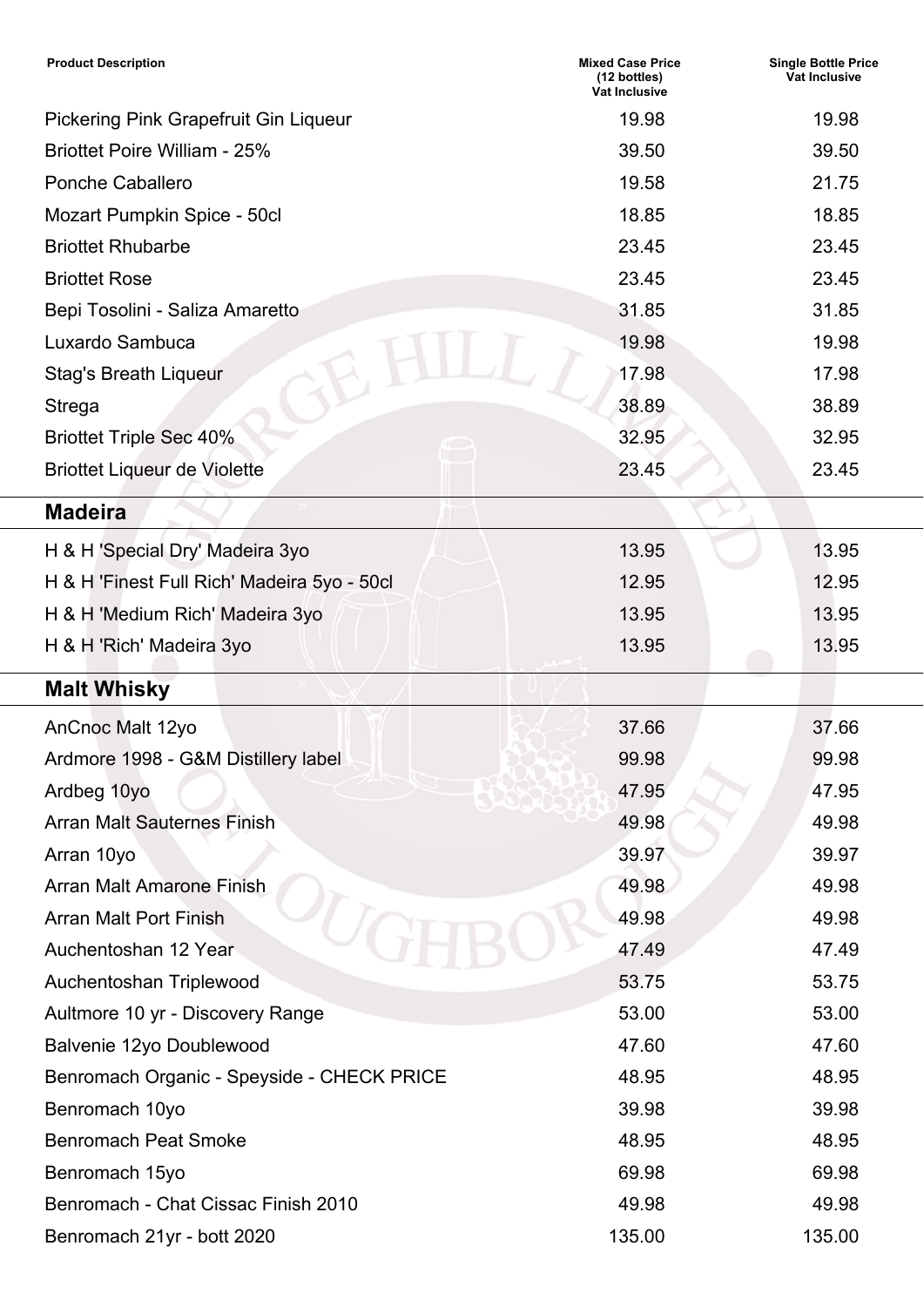| Product Description | Mixed Case Price (12 bottles) Vat Inclusive | Single Bottle Price Vat Inclusive |
| --- | --- | --- |
| Pickering Pink Grapefruit Gin Liqueur | 19.98 | 19.98 |
| Briottet Poire William - 25% | 39.50 | 39.50 |
| Ponche Caballero | 19.58 | 21.75 |
| Mozart Pumpkin Spice - 50cl | 18.85 | 18.85 |
| Briottet Rhubarbe | 23.45 | 23.45 |
| Briottet Rose | 23.45 | 23.45 |
| Bepi Tosolini - Saliza Amaretto | 31.85 | 31.85 |
| Luxardo Sambuca | 19.98 | 19.98 |
| Stag's Breath Liqueur | 17.98 | 17.98 |
| Strega | 38.89 | 38.89 |
| Briottet Triple Sec 40% | 32.95 | 32.95 |
| Briottet Liqueur de Violette | 23.45 | 23.45 |

## Madeira

| Product Description | Mixed Case Price (12 bottles) Vat Inclusive | Single Bottle Price Vat Inclusive |
| --- | --- | --- |
| H & H 'Special Dry' Madeira 3yo | 13.95 | 13.95 |
| H & H 'Finest Full Rich' Madeira 5yo - 50cl | 12.95 | 12.95 |
| H & H 'Medium Rich' Madeira 3yo | 13.95 | 13.95 |
| H & H 'Rich' Madeira 3yo | 13.95 | 13.95 |

## Malt Whisky

| Product Description | Mixed Case Price (12 bottles) Vat Inclusive | Single Bottle Price Vat Inclusive |
| --- | --- | --- |
| AnCnoc Malt 12yo | 37.66 | 37.66 |
| Ardmore 1998 - G&M Distillery label | 99.98 | 99.98 |
| Ardbeg 10yo | 47.95 | 47.95 |
| Arran Malt Sauternes Finish | 49.98 | 49.98 |
| Arran 10yo | 39.97 | 39.97 |
| Arran Malt Amarone Finish | 49.98 | 49.98 |
| Arran Malt Port Finish | 49.98 | 49.98 |
| Auchentoshan 12 Year | 47.49 | 47.49 |
| Auchentoshan Triplewood | 53.75 | 53.75 |
| Aultmore 10 yr - Discovery Range | 53.00 | 53.00 |
| Balvenie 12yo Doublewood | 47.60 | 47.60 |
| Benromach Organic - Speyside - CHECK PRICE | 48.95 | 48.95 |
| Benromach 10yo | 39.98 | 39.98 |
| Benromach Peat Smoke | 48.95 | 48.95 |
| Benromach 15yo | 69.98 | 69.98 |
| Benromach - Chat Cissac Finish 2010 | 49.98 | 49.98 |
| Benromach 21yr - bott 2020 | 135.00 | 135.00 |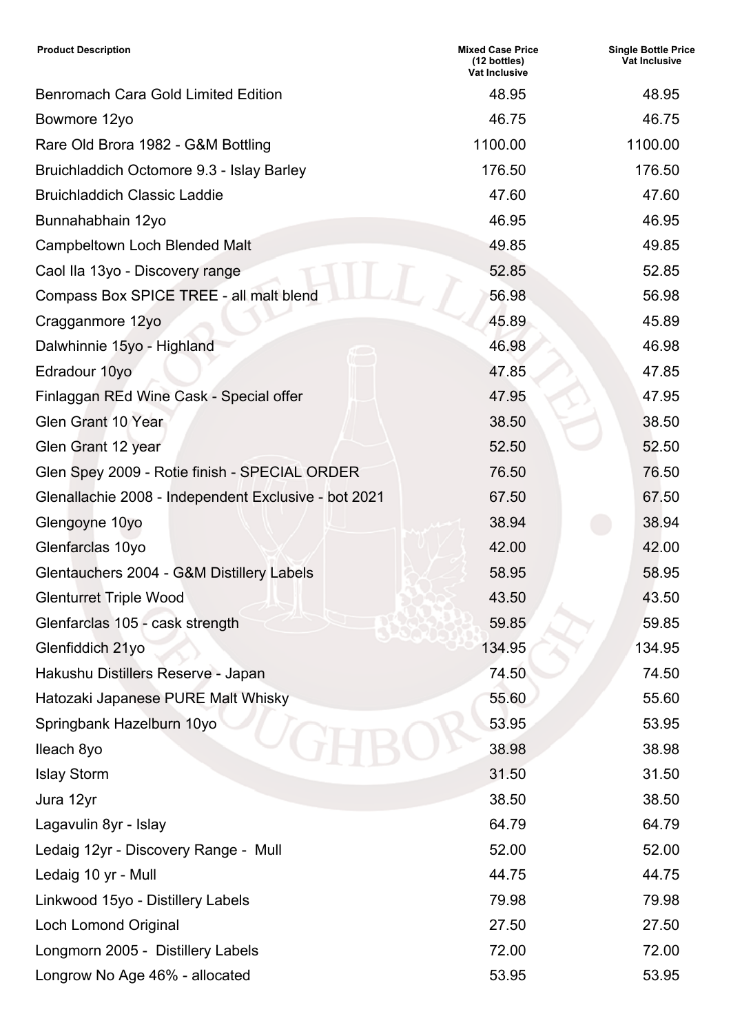| Product Description | Mixed Case Price (12 bottles) Vat Inclusive | Single Bottle Price Vat Inclusive |
|---|---|---|
| Benromach Cara Gold Limited Edition | 48.95 | 48.95 |
| Bowmore 12yo | 46.75 | 46.75 |
| Rare Old Brora 1982 - G&M Bottling | 1100.00 | 1100.00 |
| Bruichladdich Octomore 9.3 - Islay Barley | 176.50 | 176.50 |
| Bruichladdich Classic Laddie | 47.60 | 47.60 |
| Bunnahabhain 12yo | 46.95 | 46.95 |
| Campbeltown Loch Blended Malt | 49.85 | 49.85 |
| Caol Ila 13yo - Discovery range | 52.85 | 52.85 |
| Compass Box SPICE TREE - all malt blend | 56.98 | 56.98 |
| Cragganmore 12yo | 45.89 | 45.89 |
| Dalwhinnie 15yo - Highland | 46.98 | 46.98 |
| Edradour 10yo | 47.85 | 47.85 |
| Finlaggan REd Wine Cask - Special offer | 47.95 | 47.95 |
| Glen Grant 10 Year | 38.50 | 38.50 |
| Glen Grant 12 year | 52.50 | 52.50 |
| Glen Spey 2009 - Rotie finish - SPECIAL ORDER | 76.50 | 76.50 |
| Glenallachie 2008 - Independent Exclusive - bot 2021 | 67.50 | 67.50 |
| Glengoyne 10yo | 38.94 | 38.94 |
| Glenfarclas 10yo | 42.00 | 42.00 |
| Glentauchers 2004 - G&M Distillery Labels | 58.95 | 58.95 |
| Glenturret Triple Wood | 43.50 | 43.50 |
| Glenfarclas 105 - cask strength | 59.85 | 59.85 |
| Glenfiddich 21yo | 134.95 | 134.95 |
| Hakushu Distillers Reserve - Japan | 74.50 | 74.50 |
| Hatozaki Japanese PURE Malt Whisky | 55.60 | 55.60 |
| Springbank Hazelburn 10yo | 53.95 | 53.95 |
| Ileach 8yo | 38.98 | 38.98 |
| Islay Storm | 31.50 | 31.50 |
| Jura 12yr | 38.50 | 38.50 |
| Lagavulin 8yr - Islay | 64.79 | 64.79 |
| Ledaig 12yr - Discovery Range - Mull | 52.00 | 52.00 |
| Ledaig 10 yr - Mull | 44.75 | 44.75 |
| Linkwood 15yo - Distillery Labels | 79.98 | 79.98 |
| Loch Lomond Original | 27.50 | 27.50 |
| Longmorn 2005 - Distillery Labels | 72.00 | 72.00 |
| Longrow No Age 46% - allocated | 53.95 | 53.95 |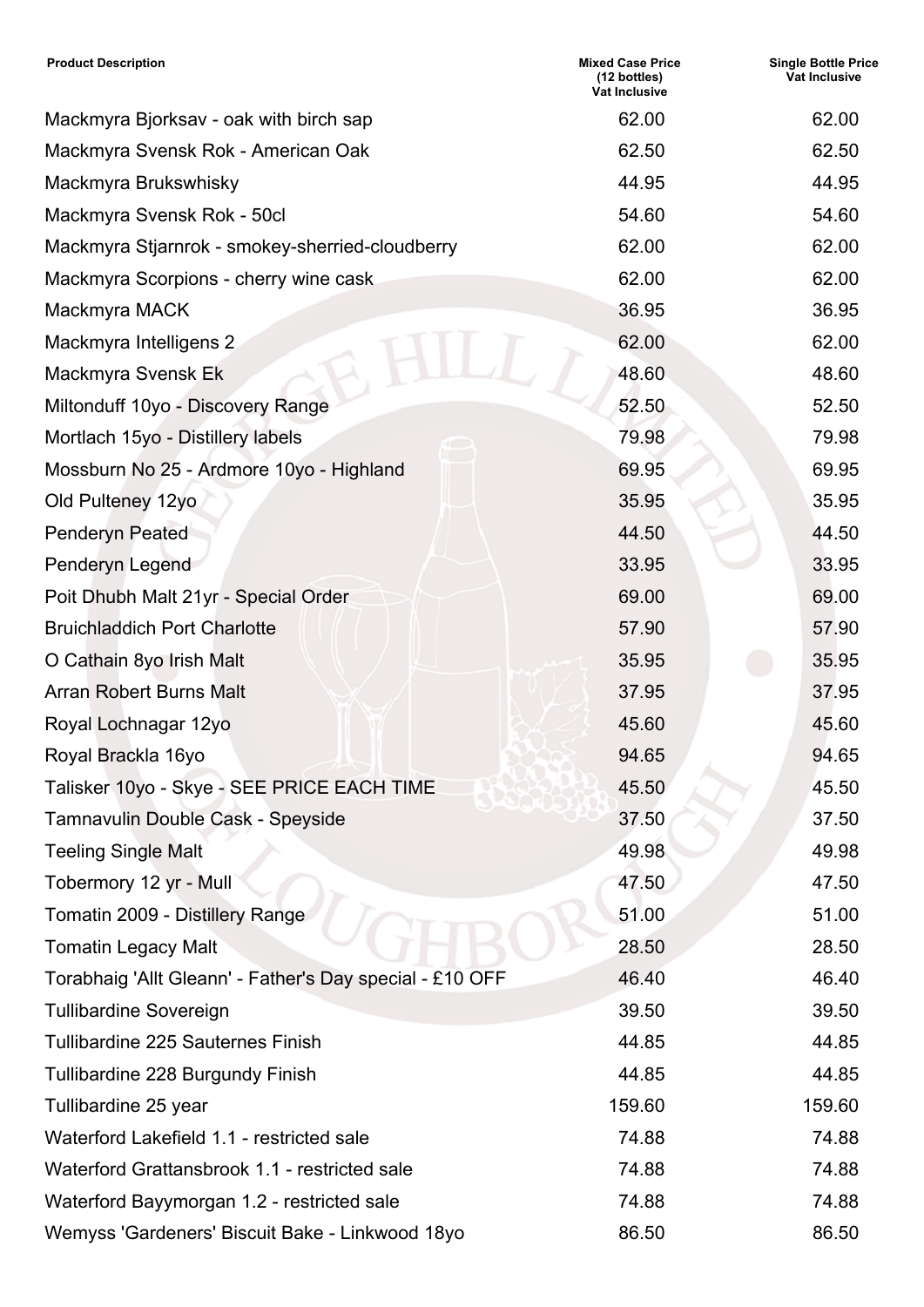| Product Description | Mixed Case Price (12 bottles) Vat Inclusive | Single Bottle Price Vat Inclusive |
|---|---|---|
| Mackmyra Bjorksav - oak with birch sap | 62.00 | 62.00 |
| Mackmyra Svensk Rok - American Oak | 62.50 | 62.50 |
| Mackmyra Brukswhisky | 44.95 | 44.95 |
| Mackmyra Svensk Rok - 50cl | 54.60 | 54.60 |
| Mackmyra Stjarnrok - smokey-sherried-cloudberry | 62.00 | 62.00 |
| Mackmyra Scorpions - cherry wine cask | 62.00 | 62.00 |
| Mackmyra MACK | 36.95 | 36.95 |
| Mackmyra Intelligens 2 | 62.00 | 62.00 |
| Mackmyra Svensk Ek | 48.60 | 48.60 |
| Miltonduff 10yo - Discovery Range | 52.50 | 52.50 |
| Mortlach 15yo - Distillery labels | 79.98 | 79.98 |
| Mossburn No 25 - Ardmore 10yo - Highland | 69.95 | 69.95 |
| Old Pulteney 12yo | 35.95 | 35.95 |
| Penderyn Peated | 44.50 | 44.50 |
| Penderyn Legend | 33.95 | 33.95 |
| Poit Dhubh Malt 21yr - Special Order | 69.00 | 69.00 |
| Bruichladdich Port Charlotte | 57.90 | 57.90 |
| O Cathain 8yo Irish Malt | 35.95 | 35.95 |
| Arran Robert Burns Malt | 37.95 | 37.95 |
| Royal Lochnagar 12yo | 45.60 | 45.60 |
| Royal Brackla 16yo | 94.65 | 94.65 |
| Talisker 10yo - Skye - SEE PRICE EACH TIME | 45.50 | 45.50 |
| Tamnavulin Double Cask - Speyside | 37.50 | 37.50 |
| Teeling Single Malt | 49.98 | 49.98 |
| Tobermory 12 yr - Mull | 47.50 | 47.50 |
| Tomatin 2009 - Distillery Range | 51.00 | 51.00 |
| Tomatin Legacy Malt | 28.50 | 28.50 |
| Torabhaig 'Allt Gleann' - Father's Day special - £10 OFF | 46.40 | 46.40 |
| Tullibardine Sovereign | 39.50 | 39.50 |
| Tullibardine 225 Sauternes Finish | 44.85 | 44.85 |
| Tullibardine 228 Burgundy Finish | 44.85 | 44.85 |
| Tullibardine 25 year | 159.60 | 159.60 |
| Waterford Lakefield 1.1 - restricted sale | 74.88 | 74.88 |
| Waterford Grattansbrook 1.1 - restricted sale | 74.88 | 74.88 |
| Waterford Bayymorgan 1.2 - restricted sale | 74.88 | 74.88 |
| Wemyss 'Gardeners' Biscuit Bake - Linkwood 18yo | 86.50 | 86.50 |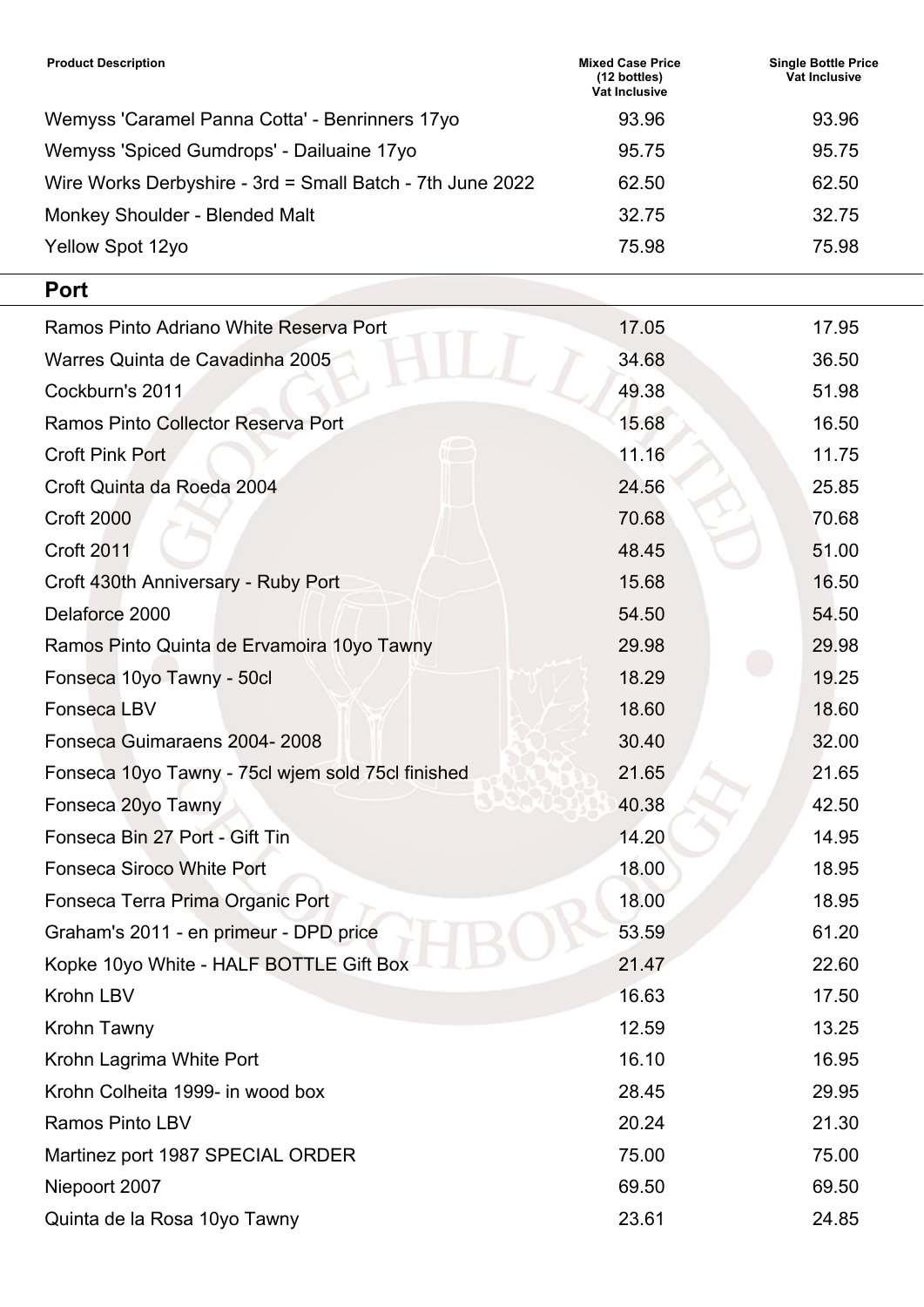| Product Description | Mixed Case Price (12 bottles) Vat Inclusive | Single Bottle Price Vat Inclusive |
| --- | --- | --- |
| Wemyss 'Caramel Panna Cotta' - Benrinners 17yo | 93.96 | 93.96 |
| Wemyss 'Spiced Gumdrops' - Dailuaine 17yo | 95.75 | 95.75 |
| Wire Works Derbyshire - 3rd = Small Batch - 7th June 2022 | 62.50 | 62.50 |
| Monkey Shoulder - Blended Malt | 32.75 | 32.75 |
| Yellow Spot 12yo | 75.98 | 75.98 |

## Port

| Product Description | Mixed Case Price (12 bottles) Vat Inclusive | Single Bottle Price Vat Inclusive |
| --- | --- | --- |
| Ramos Pinto Adriano White Reserva Port | 17.05 | 17.95 |
| Warres Quinta de Cavadinha 2005 | 34.68 | 36.50 |
| Cockburn's 2011 | 49.38 | 51.98 |
| Ramos Pinto Collector Reserva Port | 15.68 | 16.50 |
| Croft Pink Port | 11.16 | 11.75 |
| Croft Quinta da Roeda 2004 | 24.56 | 25.85 |
| Croft 2000 | 70.68 | 70.68 |
| Croft 2011 | 48.45 | 51.00 |
| Croft 430th Anniversary - Ruby Port | 15.68 | 16.50 |
| Delaforce 2000 | 54.50 | 54.50 |
| Ramos Pinto Quinta de Ervamoira 10yo Tawny | 29.98 | 29.98 |
| Fonseca 10yo Tawny - 50cl | 18.29 | 19.25 |
| Fonseca LBV | 18.60 | 18.60 |
| Fonseca Guimaraens 2004- 2008 | 30.40 | 32.00 |
| Fonseca 10yo Tawny - 75cl wjem sold 75cl finished | 21.65 | 21.65 |
| Fonseca 20yo Tawny | 40.38 | 42.50 |
| Fonseca Bin 27 Port - Gift Tin | 14.20 | 14.95 |
| Fonseca Siroco White Port | 18.00 | 18.95 |
| Fonseca Terra Prima Organic Port | 18.00 | 18.95 |
| Graham's 2011 - en primeur - DPD price | 53.59 | 61.20 |
| Kopke 10yo White - HALF BOTTLE Gift Box | 21.47 | 22.60 |
| Krohn LBV | 16.63 | 17.50 |
| Krohn Tawny | 12.59 | 13.25 |
| Krohn Lagrima White Port | 16.10 | 16.95 |
| Krohn Colheita 1999- in wood box | 28.45 | 29.95 |
| Ramos Pinto LBV | 20.24 | 21.30 |
| Martinez port 1987 SPECIAL ORDER | 75.00 | 75.00 |
| Niepoort 2007 | 69.50 | 69.50 |
| Quinta de la Rosa 10yo Tawny | 23.61 | 24.85 |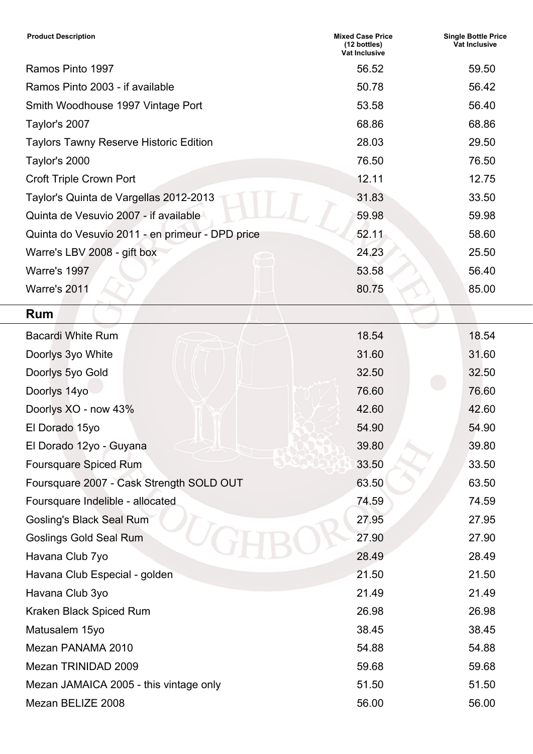| Product Description | Mixed Case Price (12 bottles) Vat Inclusive | Single Bottle Price Vat Inclusive |
| --- | --- | --- |
| Ramos Pinto 1997 | 56.52 | 59.50 |
| Ramos Pinto 2003 - if available | 50.78 | 56.42 |
| Smith Woodhouse 1997 Vintage Port | 53.58 | 56.40 |
| Taylor's 2007 | 68.86 | 68.86 |
| Taylors Tawny Reserve Historic Edition | 28.03 | 29.50 |
| Taylor's 2000 | 76.50 | 76.50 |
| Croft Triple Crown Port | 12.11 | 12.75 |
| Taylor's Quinta de Vargellas 2012-2013 | 31.83 | 33.50 |
| Quinta de Vesuvio 2007 - if available | 59.98 | 59.98 |
| Quinta do Vesuvio 2011 - en primeur - DPD price | 52.11 | 58.60 |
| Warre's LBV 2008 - gift box | 24.23 | 25.50 |
| Warre's 1997 | 53.58 | 56.40 |
| Warre's 2011 | 80.75 | 85.00 |

## Rum

| Product Description | Mixed Case Price (12 bottles) Vat Inclusive | Single Bottle Price Vat Inclusive |
| --- | --- | --- |
| Bacardi White Rum | 18.54 | 18.54 |
| Doorlys 3yo White | 31.60 | 31.60 |
| Doorlys 5yo Gold | 32.50 | 32.50 |
| Doorlys 14yo | 76.60 | 76.60 |
| Doorlys XO - now 43% | 42.60 | 42.60 |
| El Dorado 15yo | 54.90 | 54.90 |
| El Dorado 12yo - Guyana | 39.80 | 39.80 |
| Foursquare Spiced Rum | 33.50 | 33.50 |
| Foursquare 2007 - Cask Strength SOLD OUT | 63.50 | 63.50 |
| Foursquare Indelible - allocated | 74.59 | 74.59 |
| Gosling's Black Seal Rum | 27.95 | 27.95 |
| Goslings Gold Seal Rum | 27.90 | 27.90 |
| Havana Club 7yo | 28.49 | 28.49 |
| Havana Club Especial - golden | 21.50 | 21.50 |
| Havana Club 3yo | 21.49 | 21.49 |
| Kraken Black Spiced Rum | 26.98 | 26.98 |
| Matusalem 15yo | 38.45 | 38.45 |
| Mezan PANAMA 2010 | 54.88 | 54.88 |
| Mezan TRINIDAD 2009 | 59.68 | 59.68 |
| Mezan JAMAICA 2005 - this vintage only | 51.50 | 51.50 |
| Mezan BELIZE 2008 | 56.00 | 56.00 |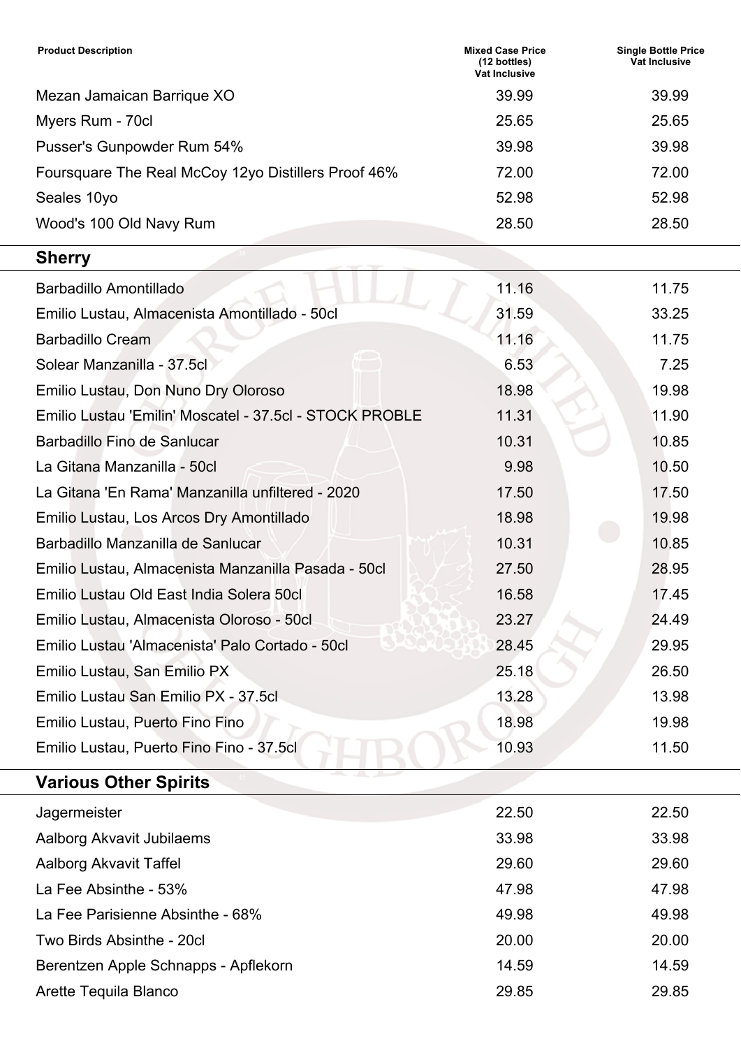| Product Description | Mixed Case Price (12 bottles) Vat Inclusive | Single Bottle Price Vat Inclusive |
|---|---|---|
| Mezan Jamaican Barrique XO | 39.99 | 39.99 |
| Myers Rum - 70cl | 25.65 | 25.65 |
| Pusser's Gunpowder Rum 54% | 39.98 | 39.98 |
| Foursquare The Real McCoy 12yo Distillers Proof 46% | 72.00 | 72.00 |
| Seales 10yo | 52.98 | 52.98 |
| Wood's 100 Old Navy Rum | 28.50 | 28.50 |

## Sherry

| Product Description | Mixed Case Price (12 bottles) Vat Inclusive | Single Bottle Price Vat Inclusive |
|---|---|---|
| Barbadillo Amontillado | 11.16 | 11.75 |
| Emilio Lustau, Almacenista Amontillado - 50cl | 31.59 | 33.25 |
| Barbadillo Cream | 11.16 | 11.75 |
| Solear Manzanilla - 37.5cl | 6.53 | 7.25 |
| Emilio Lustau, Don Nuno Dry Oloroso | 18.98 | 19.98 |
| Emilio Lustau 'Emilin' Moscatel - 37.5cl - STOCK PROBLE | 11.31 | 11.90 |
| Barbadillo Fino de Sanlucar | 10.31 | 10.85 |
| La Gitana Manzanilla - 50cl | 9.98 | 10.50 |
| La Gitana 'En Rama' Manzanilla unfiltered - 2020 | 17.50 | 17.50 |
| Emilio Lustau, Los Arcos Dry Amontillado | 18.98 | 19.98 |
| Barbadillo Manzanilla de Sanlucar | 10.31 | 10.85 |
| Emilio Lustau, Almacenista Manzanilla Pasada - 50cl | 27.50 | 28.95 |
| Emilio Lustau Old East India Solera 50cl | 16.58 | 17.45 |
| Emilio Lustau, Almacenista Oloroso - 50cl | 23.27 | 24.49 |
| Emilio Lustau 'Almacenista' Palo Cortado - 50cl | 28.45 | 29.95 |
| Emilio Lustau, San Emilio PX | 25.18 | 26.50 |
| Emilio Lustau San Emilio PX - 37.5cl | 13.28 | 13.98 |
| Emilio Lustau, Puerto Fino Fino | 18.98 | 19.98 |
| Emilio Lustau, Puerto Fino Fino - 37.5cl | 10.93 | 11.50 |

## Various Other Spirits

| Product Description | Mixed Case Price (12 bottles) Vat Inclusive | Single Bottle Price Vat Inclusive |
|---|---|---|
| Jagermeister | 22.50 | 22.50 |
| Aalborg Akvavit Jubilaems | 33.98 | 33.98 |
| Aalborg Akvavit Taffel | 29.60 | 29.60 |
| La Fee Absinthe - 53% | 47.98 | 47.98 |
| La Fee Parisienne Absinthe - 68% | 49.98 | 49.98 |
| Two Birds Absinthe - 20cl | 20.00 | 20.00 |
| Berentzen Apple Schnapps - Apflekorn | 14.59 | 14.59 |
| Arette Tequila Blanco | 29.85 | 29.85 |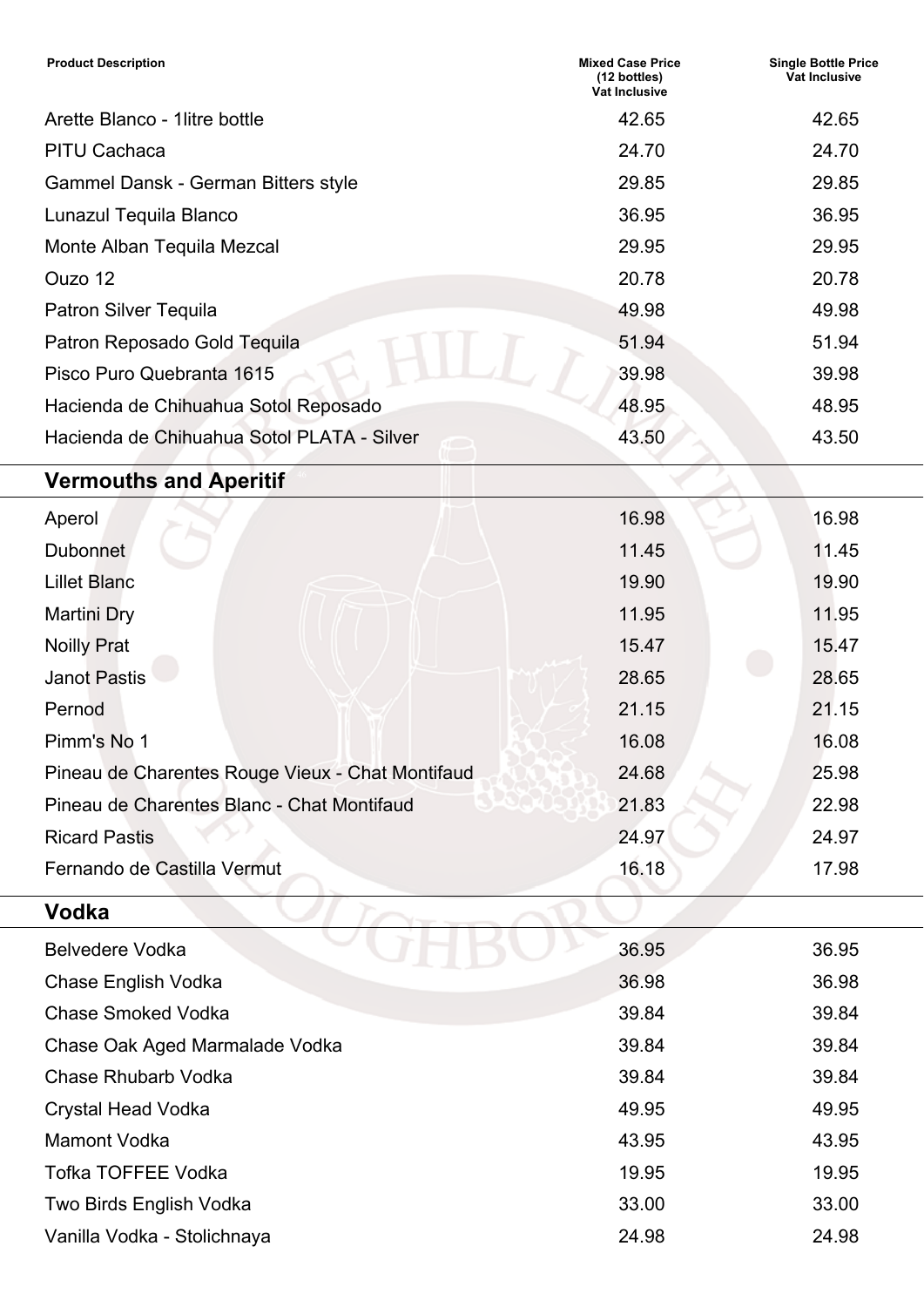| Product Description | Mixed Case Price (12 bottles) Vat Inclusive | Single Bottle Price Vat Inclusive |
| --- | --- | --- |
| Arette Blanco - 1litre bottle | 42.65 | 42.65 |
| PITU Cachaca | 24.70 | 24.70 |
| Gammel Dansk - German Bitters style | 29.85 | 29.85 |
| Lunazul Tequila Blanco | 36.95 | 36.95 |
| Monte Alban Tequila Mezcal | 29.95 | 29.95 |
| Ouzo 12 | 20.78 | 20.78 |
| Patron Silver Tequila | 49.98 | 49.98 |
| Patron Reposado Gold Tequila | 51.94 | 51.94 |
| Pisco Puro Quebranta 1615 | 39.98 | 39.98 |
| Hacienda de Chihuahua Sotol Reposado | 48.95 | 48.95 |
| Hacienda de Chihuahua Sotol PLATA - Silver | 43.50 | 43.50 |

## Vermouths and Aperitif

| Product Description | Mixed Case Price (12 bottles) Vat Inclusive | Single Bottle Price Vat Inclusive |
| --- | --- | --- |
| Aperol | 16.98 | 16.98 |
| Dubonnet | 11.45 | 11.45 |
| Lillet Blanc | 19.90 | 19.90 |
| Martini Dry | 11.95 | 11.95 |
| Noilly Prat | 15.47 | 15.47 |
| Janot Pastis | 28.65 | 28.65 |
| Pernod | 21.15 | 21.15 |
| Pimm's No 1 | 16.08 | 16.08 |
| Pineau de Charentes Rouge Vieux - Chat Montifaud | 24.68 | 25.98 |
| Pineau de Charentes Blanc - Chat Montifaud | 21.83 | 22.98 |
| Ricard Pastis | 24.97 | 24.97 |
| Fernando de Castilla Vermut | 16.18 | 17.98 |

## Vodka

| Product Description | Mixed Case Price (12 bottles) Vat Inclusive | Single Bottle Price Vat Inclusive |
| --- | --- | --- |
| Belvedere Vodka | 36.95 | 36.95 |
| Chase English Vodka | 36.98 | 36.98 |
| Chase Smoked Vodka | 39.84 | 39.84 |
| Chase Oak Aged Marmalade Vodka | 39.84 | 39.84 |
| Chase Rhubarb Vodka | 39.84 | 39.84 |
| Crystal Head Vodka | 49.95 | 49.95 |
| Mamont Vodka | 43.95 | 43.95 |
| Tofka TOFFEE Vodka | 19.95 | 19.95 |
| Two Birds English Vodka | 33.00 | 33.00 |
| Vanilla Vodka - Stolichnaya | 24.98 | 24.98 |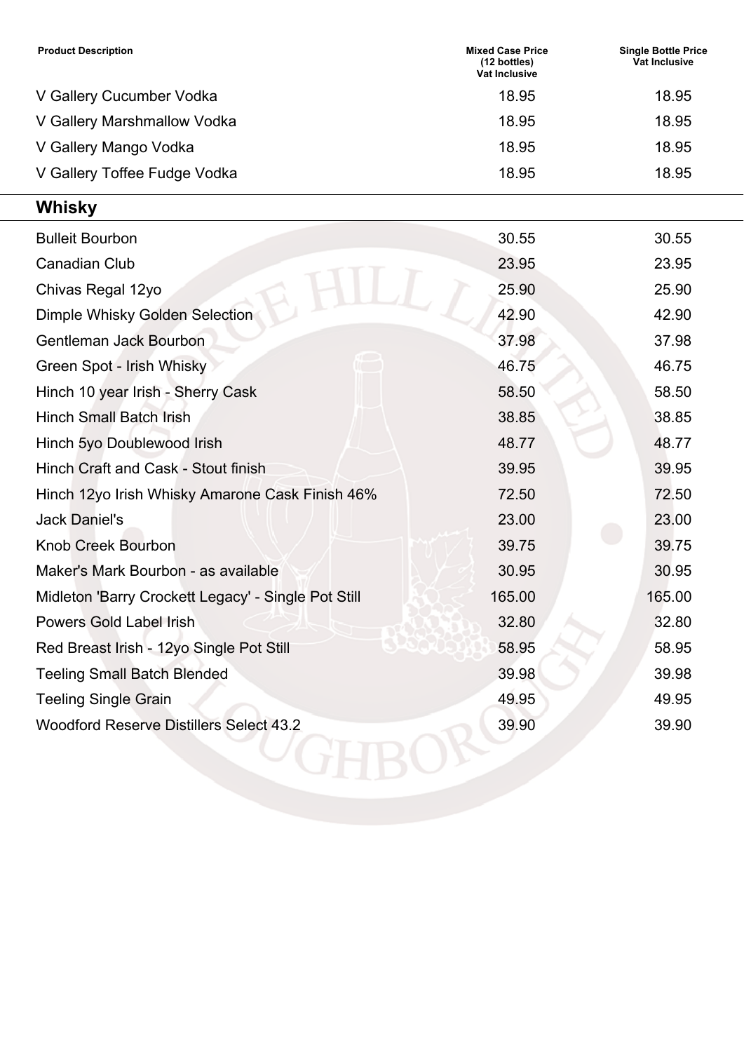| Product Description | Mixed Case Price (12 bottles) Vat Inclusive | Single Bottle Price Vat Inclusive |
|---|---|---|
| V Gallery Cucumber Vodka | 18.95 | 18.95 |
| V Gallery Marshmallow Vodka | 18.95 | 18.95 |
| V Gallery Mango Vodka | 18.95 | 18.95 |
| V Gallery Toffee Fudge Vodka | 18.95 | 18.95 |

## Whisky

| | | |
|---|---|---|
| Bulleit Bourbon | 30.55 | 30.55 |
| Canadian Club | 23.95 | 23.95 |
| Chivas Regal 12yo | 25.90 | 25.90 |
| Dimple Whisky Golden Selection | 42.90 | 42.90 |
| Gentleman Jack Bourbon | 37.98 | 37.98 |
| Green Spot - Irish Whisky | 46.75 | 46.75 |
| Hinch 10 year Irish - Sherry Cask | 58.50 | 58.50 |
| Hinch Small Batch Irish | 38.85 | 38.85 |
| Hinch 5yo Doublewood Irish | 48.77 | 48.77 |
| Hinch Craft and Cask - Stout finish | 39.95 | 39.95 |
| Hinch 12yo Irish Whisky Amarone Cask Finish 46% | 72.50 | 72.50 |
| Jack Daniel's | 23.00 | 23.00 |
| Knob Creek Bourbon | 39.75 | 39.75 |
| Maker's Mark Bourbon - as available | 30.95 | 30.95 |
| Midleton 'Barry Crockett Legacy' - Single Pot Still | 165.00 | 165.00 |
| Powers Gold Label Irish | 32.80 | 32.80 |
| Red Breast Irish - 12yo Single Pot Still | 58.95 | 58.95 |
| Teeling Small Batch Blended | 39.98 | 39.98 |
| Teeling Single Grain | 49.95 | 49.95 |
| Woodford Reserve Distillers Select 43.2 | 39.90 | 39.90 |